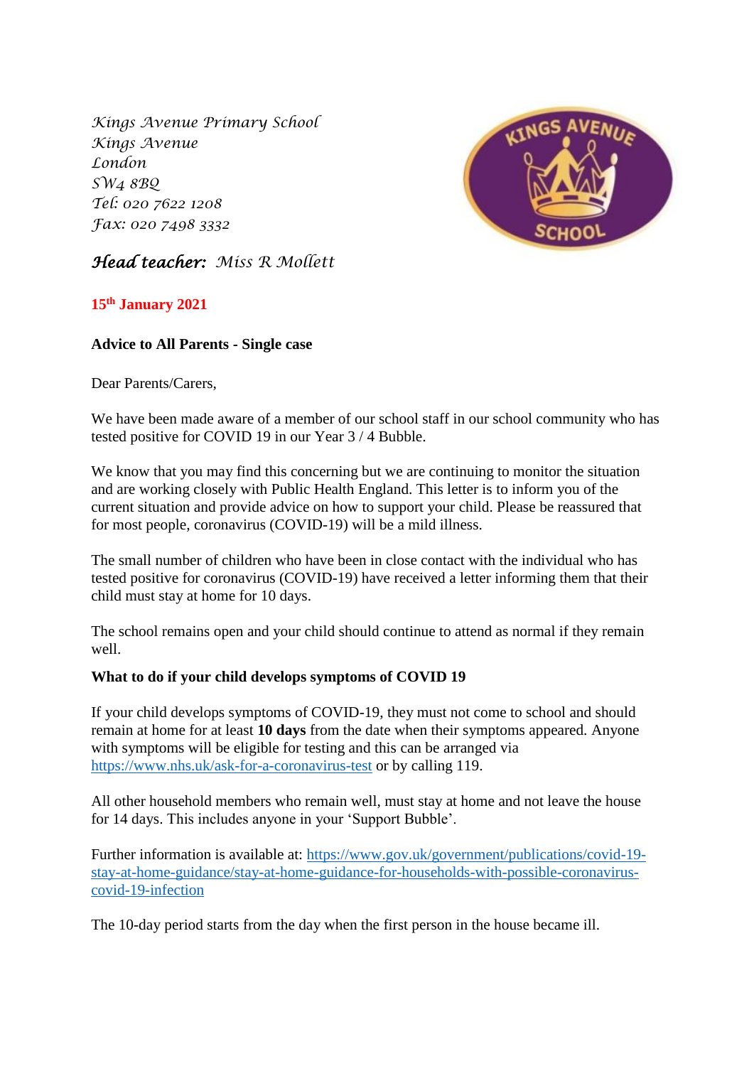*Kings Avenue Primary School*
*Kings Avenue*
*London*
*SW4 8BQ*
*Tel: 020 7622 1208*
*Fax: 020 7498 3332*

***Head teacher:*** *Miss R Mollett*

**15th January 2021**

**Advice to All Parents - Single case**

Dear Parents/Carers,

We have been made aware of a member of our school staff in our school community who has tested positive for COVID 19 in our Year 3 / 4 Bubble.

We know that you may find this concerning but we are continuing to monitor the situation and are working closely with Public Health England. This letter is to inform you of the current situation and provide advice on how to support your child. Please be reassured that for most people, coronavirus (COVID-19) will be a mild illness.

The small number of children who have been in close contact with the individual who has tested positive for coronavirus (COVID-19) have received a letter informing them that their child must stay at home for 10 days.

The school remains open and your child should continue to attend as normal if they remain well.

**What to do if your child develops symptoms of COVID 19**

If your child develops symptoms of COVID-19, they must not come to school and should remain at home for at least **10 days** from the date when their symptoms appeared. Anyone with symptoms will be eligible for testing and this can be arranged via [https://www.nhs.uk/ask-for-a-coronavirus-test](https://www.nhs.uk/ask-for-a-coronavirus-test) or by calling 119.

All other household members who remain well, must stay at home and not leave the house for 14 days. This includes anyone in your 'Support Bubble'.

Further information is available at: [https://www.gov.uk/government/publications/covid-19-stay-at-home-guidance/stay-at-home-guidance-for-households-with-possible-coronavirus-covid-19-infection](https://www.gov.uk/government/publications/covid-19-stay-at-home-guidance/stay-at-home-guidance-for-households-with-possible-coronavirus-covid-19-infection)

The 10-day period starts from the day when the first person in the house became ill.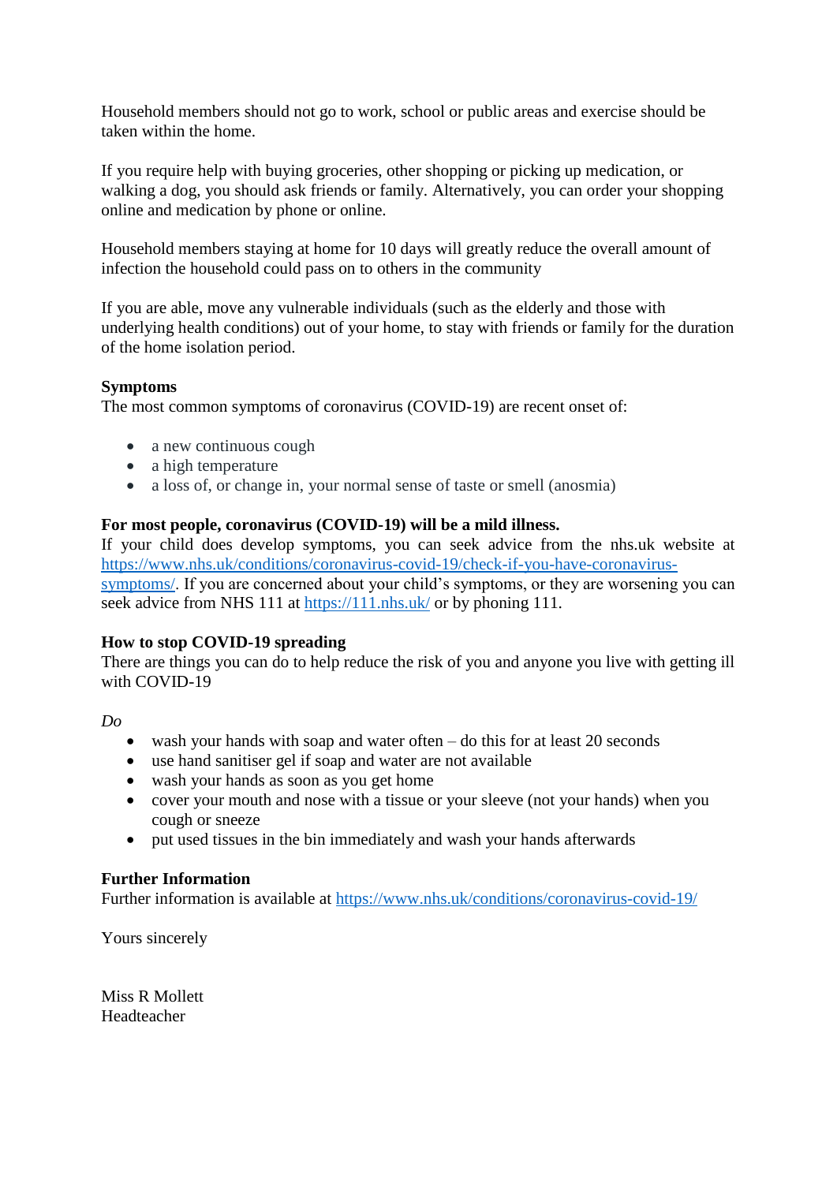Household members should not go to work, school or public areas and exercise should be taken within the home.

If you require help with buying groceries, other shopping or picking up medication, or walking a dog, you should ask friends or family. Alternatively, you can order your shopping online and medication by phone or online.

Household members staying at home for 10 days will greatly reduce the overall amount of infection the household could pass on to others in the community

If you are able, move any vulnerable individuals (such as the elderly and those with underlying health conditions) out of your home, to stay with friends or family for the duration of the home isolation period.

**Symptoms**
The most common symptoms of coronavirus (COVID-19) are recent onset of:

- a new continuous cough
- a high temperature
- a loss of, or change in, your normal sense of taste or smell (anosmia)

**For most people, coronavirus (COVID-19) will be a mild illness.**
If your child does develop symptoms, you can seek advice from the nhs.uk website at https://www.nhs.uk/conditions/coronavirus-covid-19/check-if-you-have-coronavirus-symptoms/. If you are concerned about your child's symptoms, or they are worsening you can seek advice from NHS 111 at https://111.nhs.uk/ or by phoning 111.

**How to stop COVID-19 spreading**
There are things you can do to help reduce the risk of you and anyone you live with getting ill with COVID-19

*Do*

- wash your hands with soap and water often – do this for at least 20 seconds
- use hand sanitiser gel if soap and water are not available
- wash your hands as soon as you get home
- cover your mouth and nose with a tissue or your sleeve (not your hands) when you cough or sneeze
- put used tissues in the bin immediately and wash your hands afterwards

**Further Information**
Further information is available at https://www.nhs.uk/conditions/coronavirus-covid-19/

Yours sincerely

Miss R Mollett
Headteacher